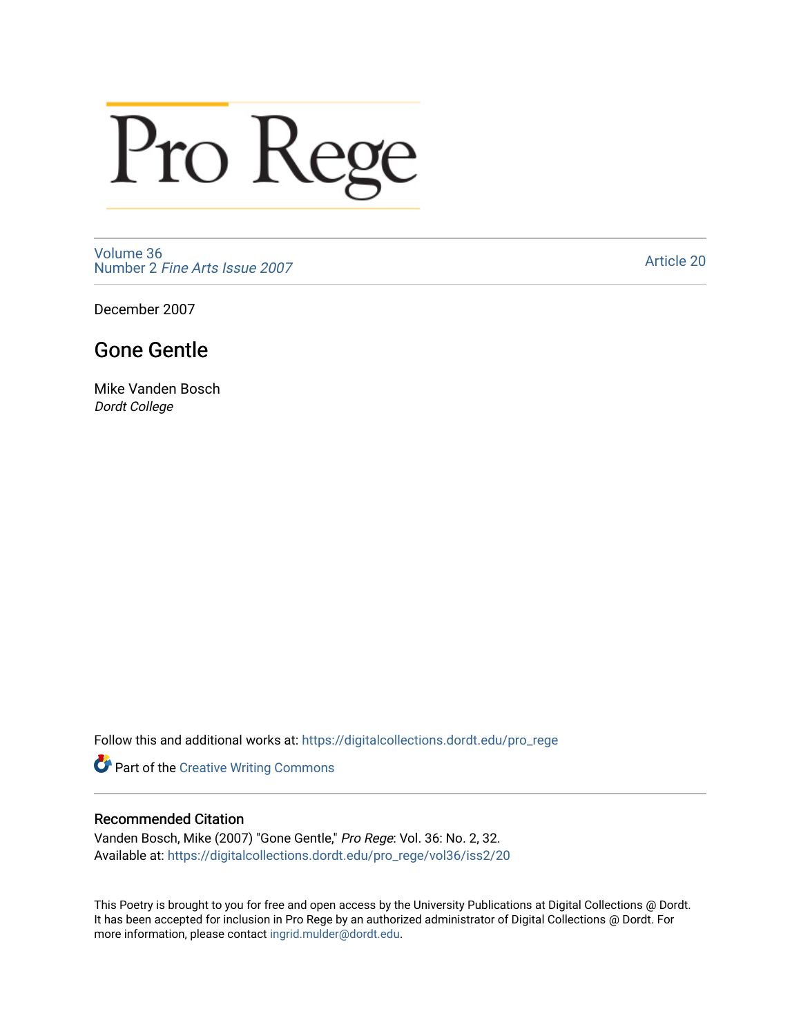# Pro Rege

Volume 36
Number 2 *Fine Arts Issue 2007*

Article 20

December 2007

## Gone Gentle

Mike Vanden Bosch
*Dordt College*

Follow this and additional works at: https://digitalcollections.dordt.edu/pro_rege

Part of the Creative Writing Commons

### Recommended Citation

Vanden Bosch, Mike (2007) "Gone Gentle," *Pro Rege*: Vol. 36: No. 2, 32.
Available at: https://digitalcollections.dordt.edu/pro_rege/vol36/iss2/20

This Poetry is brought to you for free and open access by the University Publications at Digital Collections @ Dordt. It has been accepted for inclusion in Pro Rege by an authorized administrator of Digital Collections @ Dordt. For more information, please contact ingrid.mulder@dordt.edu.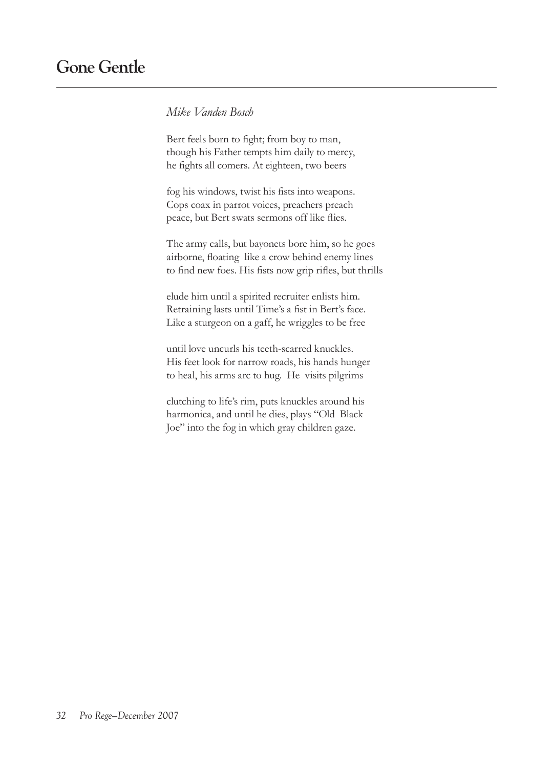# Gone Gentle

*Mike Vanden Bosch*

Bert feels born to fight; from boy to man,  
though his Father tempts him daily to mercy,  
he fights all comers. At eighteen, two beers

fog his windows, twist his fists into weapons.  
Cops coax in parrot voices, preachers preach  
peace, but Bert swats sermons off like flies.

The army calls, but bayonets bore him, so he goes  
airborne, floating like a crow behind enemy lines  
to find new foes. His fists now grip rifles, but thrills

elude him until a spirited recruiter enlists him.  
Retraining lasts until Time's a fist in Bert's face.  
Like a sturgeon on a gaff, he wriggles to be free

until love uncurls his teeth-scarred knuckles.  
His feet look for narrow roads, his hands hunger  
to heal, his arms arc to hug. He visits pilgrims

clutching to life's rim, puts knuckles around his  
harmonica, and until he dies, plays "Old Black  
Joe" into the fog in which gray children gaze.